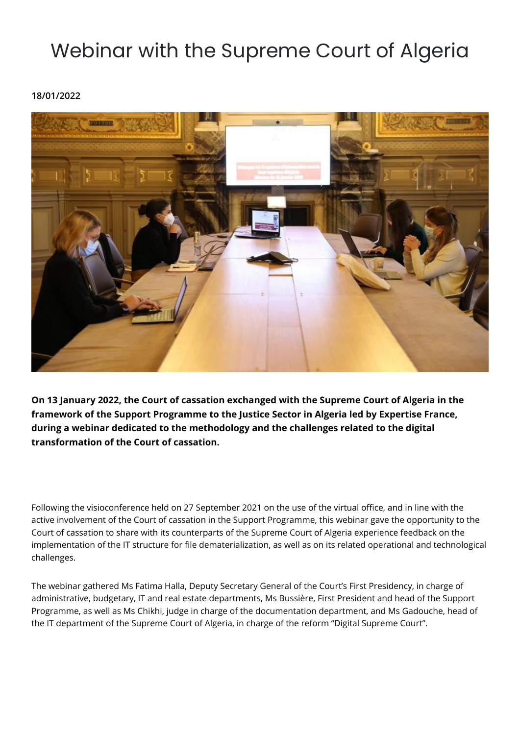# Webinar with the Supreme Court of Algeria

**18/01/2022**

**On 13 January 2022, the Court of cassation exchanged with the Supreme Court of Algeria in the framework of the Support Programme to the Justice Sector in Algeria led by Expertise France, during a webinar dedicated to the methodology and the challenges related to the digital transformation of the Court of cassation.**

Following the visioconference held on 27 September 2021 on the use of the virtual office, and in line with the active involvement of the Court of cassation in the Support Programme, this webinar gave the opportunity to the Court of cassation to share with its counterparts of the Supreme Court of Algeria experience feedback on the implementation of the IT structure for file dematerialization, as well as on its related operational and technological challenges.

The webinar gathered Ms Fatima Halla, Deputy Secretary General of the Court's First Presidency, in charge of administrative, budgetary, IT and real estate departments, Ms Bussière, First President and head of the Support Programme, as well as Ms Chikhi, judge in charge of the documentation department, and Ms Gadouche, head of the IT department of the Supreme Court of Algeria, in charge of the reform "Digital Supreme Court".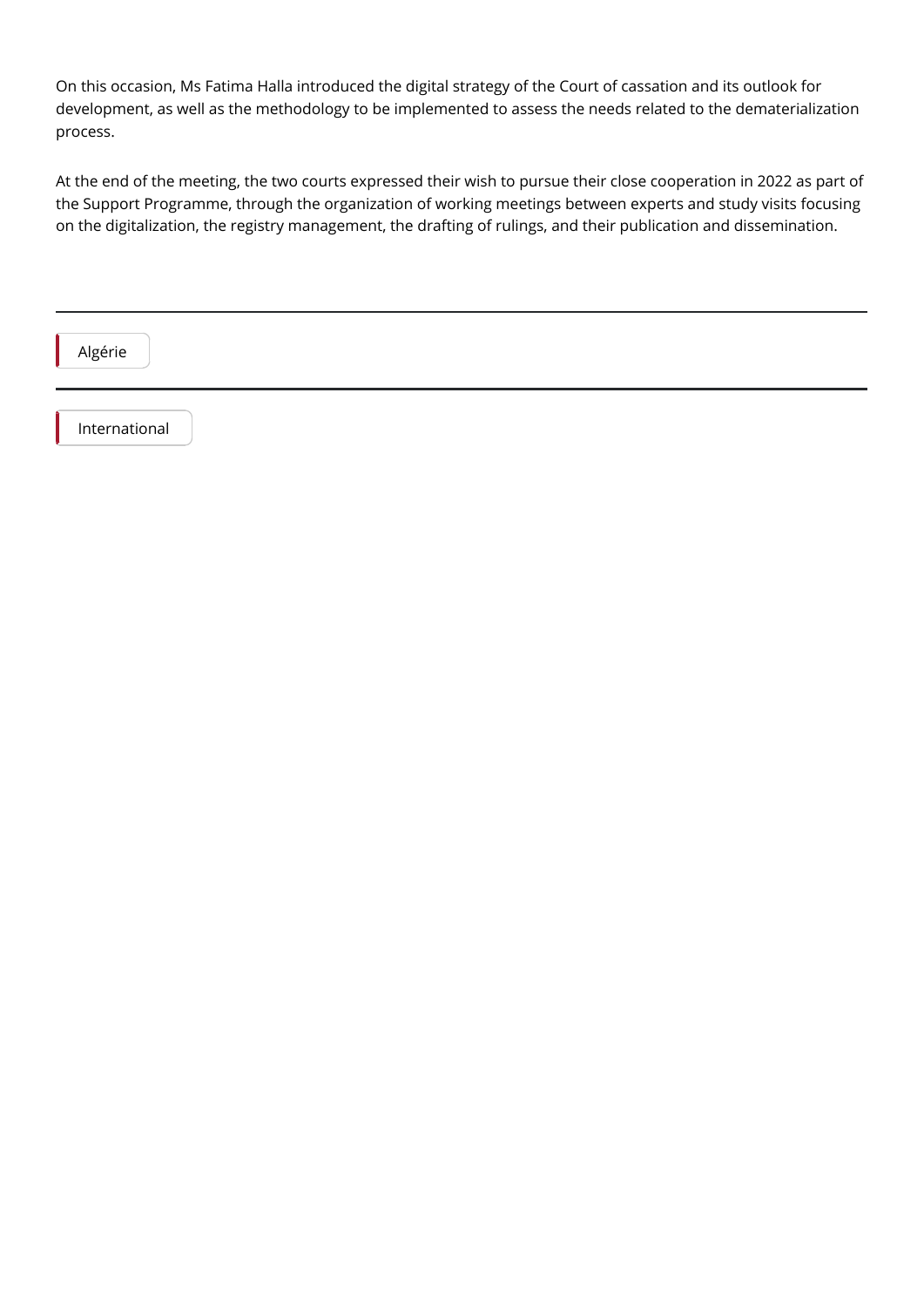On this occasion, Ms Fatima Halla introduced the digital strategy of the Court of cassation and its outlook for development, as well as the methodology to be implemented to assess the needs related to the dematerialization process.

At the end of the meeting, the two courts expressed their wish to pursue their close cooperation in 2022 as part of the Support Programme, through the organization of working meetings between experts and study visits focusing on the digitalization, the registry management, the drafting of rulings, and their publication and dissemination.

---

Algérie

---

International